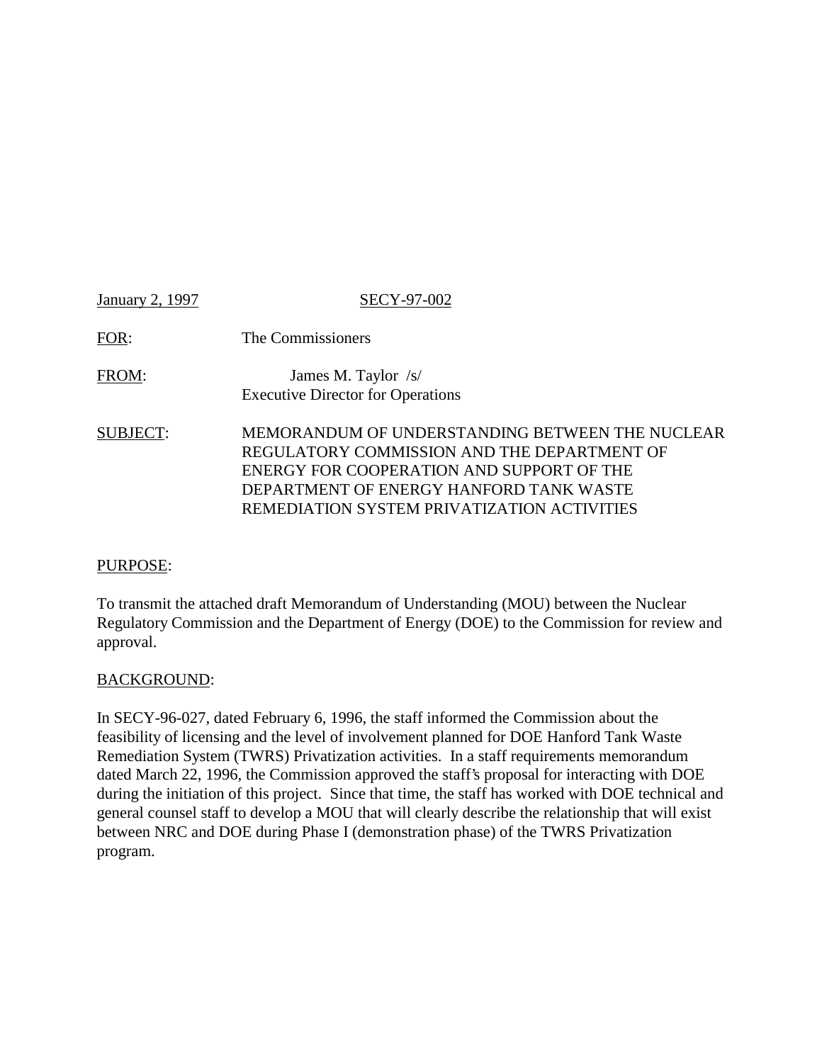January 2, 1997 SECY-97-002

FOR: The Commissioners

FROM: James M. Taylor /s/
Executive Director for Operations

SUBJECT: MEMORANDUM OF UNDERSTANDING BETWEEN THE NUCLEAR REGULATORY COMMISSION AND THE DEPARTMENT OF ENERGY FOR COOPERATION AND SUPPORT OF THE DEPARTMENT OF ENERGY HANFORD TANK WASTE REMEDIATION SYSTEM PRIVATIZATION ACTIVITIES

PURPOSE:

To transmit the attached draft Memorandum of Understanding (MOU) between the Nuclear Regulatory Commission and the Department of Energy (DOE) to the Commission for review and approval.

BACKGROUND:

In SECY-96-027, dated February 6, 1996, the staff informed the Commission about the feasibility of licensing and the level of involvement planned for DOE Hanford Tank Waste Remediation System (TWRS) Privatization activities. In a staff requirements memorandum dated March 22, 1996, the Commission approved the staff's proposal for interacting with DOE during the initiation of this project. Since that time, the staff has worked with DOE technical and general counsel staff to develop a MOU that will clearly describe the relationship that will exist between NRC and DOE during Phase I (demonstration phase) of the TWRS Privatization program.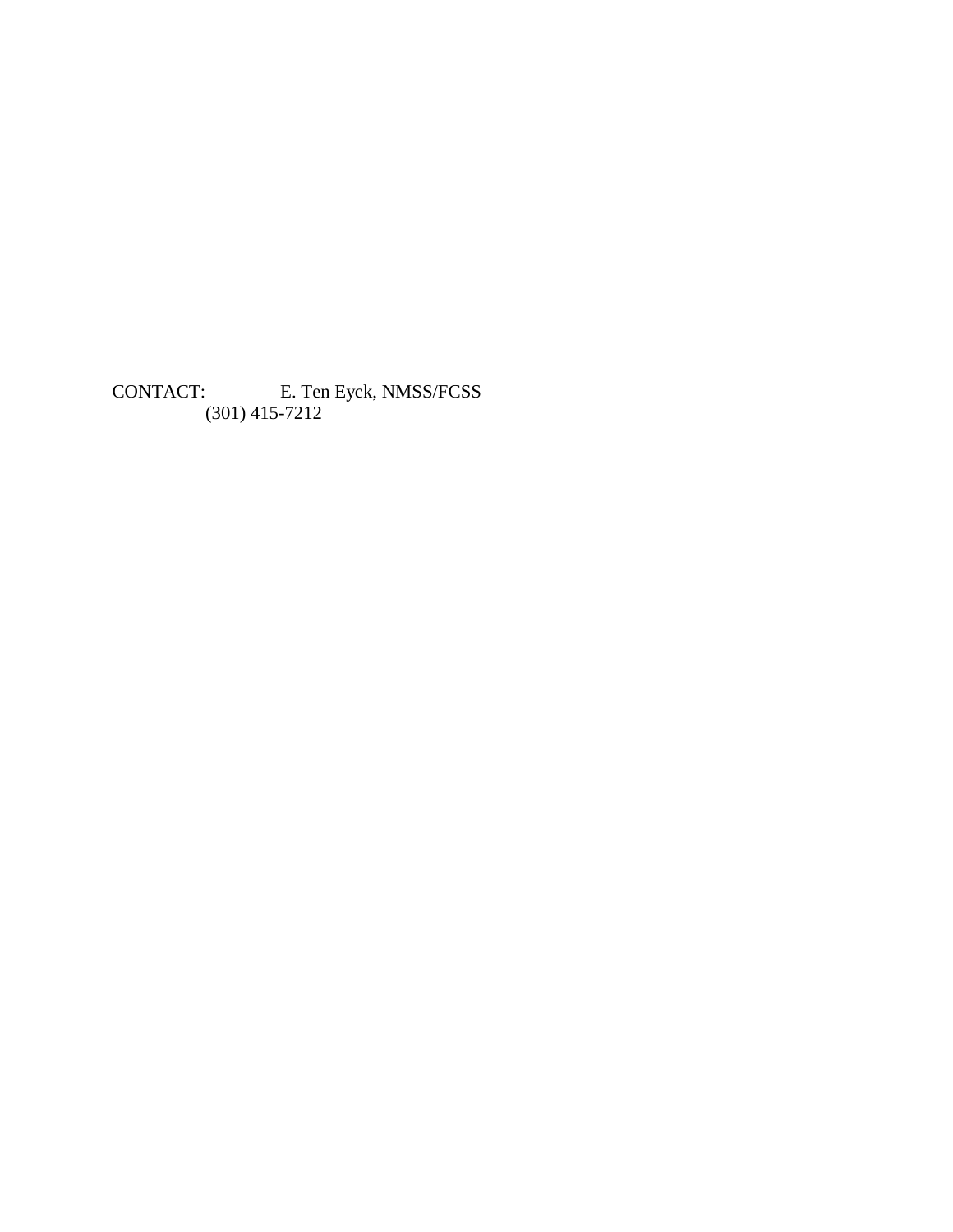CONTACT: E. Ten Eyck, NMSS/FCSS
(301) 415-7212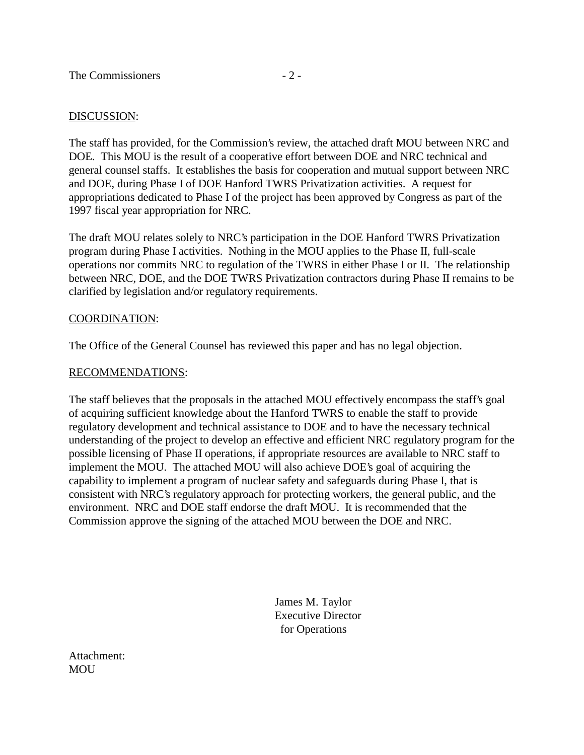<u>DISCUSSION</u>:

The staff has provided, for the Commission's review, the attached draft MOU between NRC and DOE. This MOU is the result of a cooperative effort between DOE and NRC technical and general counsel staffs. It establishes the basis for cooperation and mutual support between NRC and DOE, during Phase I of DOE Hanford TWRS Privatization activities. A request for appropriations dedicated to Phase I of the project has been approved by Congress as part of the 1997 fiscal year appropriation for NRC.

The draft MOU relates solely to NRC's participation in the DOE Hanford TWRS Privatization program during Phase I activities. Nothing in the MOU applies to the Phase II, full-scale operations nor commits NRC to regulation of the TWRS in either Phase I or II. The relationship between NRC, DOE, and the DOE TWRS Privatization contractors during Phase II remains to be clarified by legislation and/or regulatory requirements.

<u>COORDINATION</u>:

The Office of the General Counsel has reviewed this paper and has no legal objection.

<u>RECOMMENDATIONS</u>:

The staff believes that the proposals in the attached MOU effectively encompass the staff's goal of acquiring sufficient knowledge about the Hanford TWRS to enable the staff to provide regulatory development and technical assistance to DOE and to have the necessary technical understanding of the project to develop an effective and efficient NRC regulatory program for the possible licensing of Phase II operations, if appropriate resources are available to NRC staff to implement the MOU. The attached MOU will also achieve DOE's goal of acquiring the capability to implement a program of nuclear safety and safeguards during Phase I, that is consistent with NRC's regulatory approach for protecting workers, the general public, and the environment. NRC and DOE staff endorse the draft MOU. It is recommended that the Commission approve the signing of the attached MOU between the DOE and NRC.

James M. Taylor
Executive Director
for Operations

Attachment:
MOU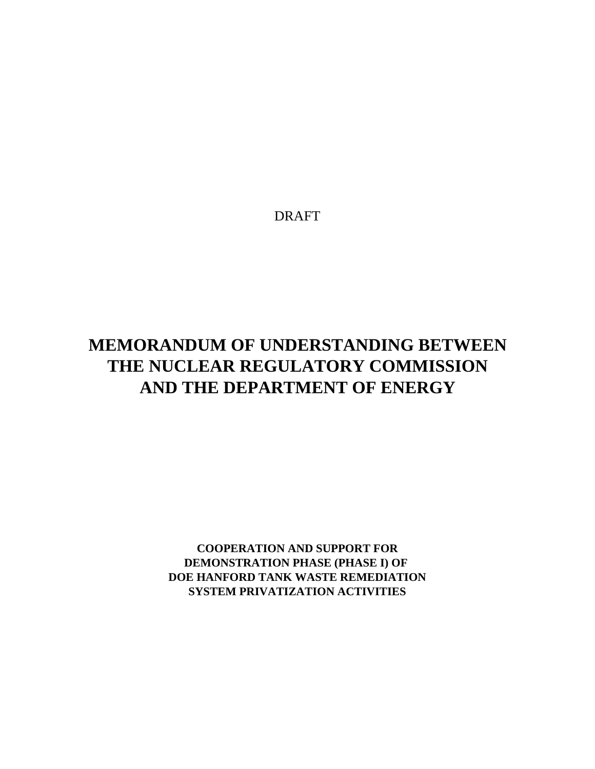DRAFT

# MEMORANDUM OF UNDERSTANDING BETWEEN THE NUCLEAR REGULATORY COMMISSION AND THE DEPARTMENT OF ENERGY

**COOPERATION AND SUPPORT FOR DEMONSTRATION PHASE (PHASE I) OF DOE HANFORD TANK WASTE REMEDIATION SYSTEM PRIVATIZATION ACTIVITIES**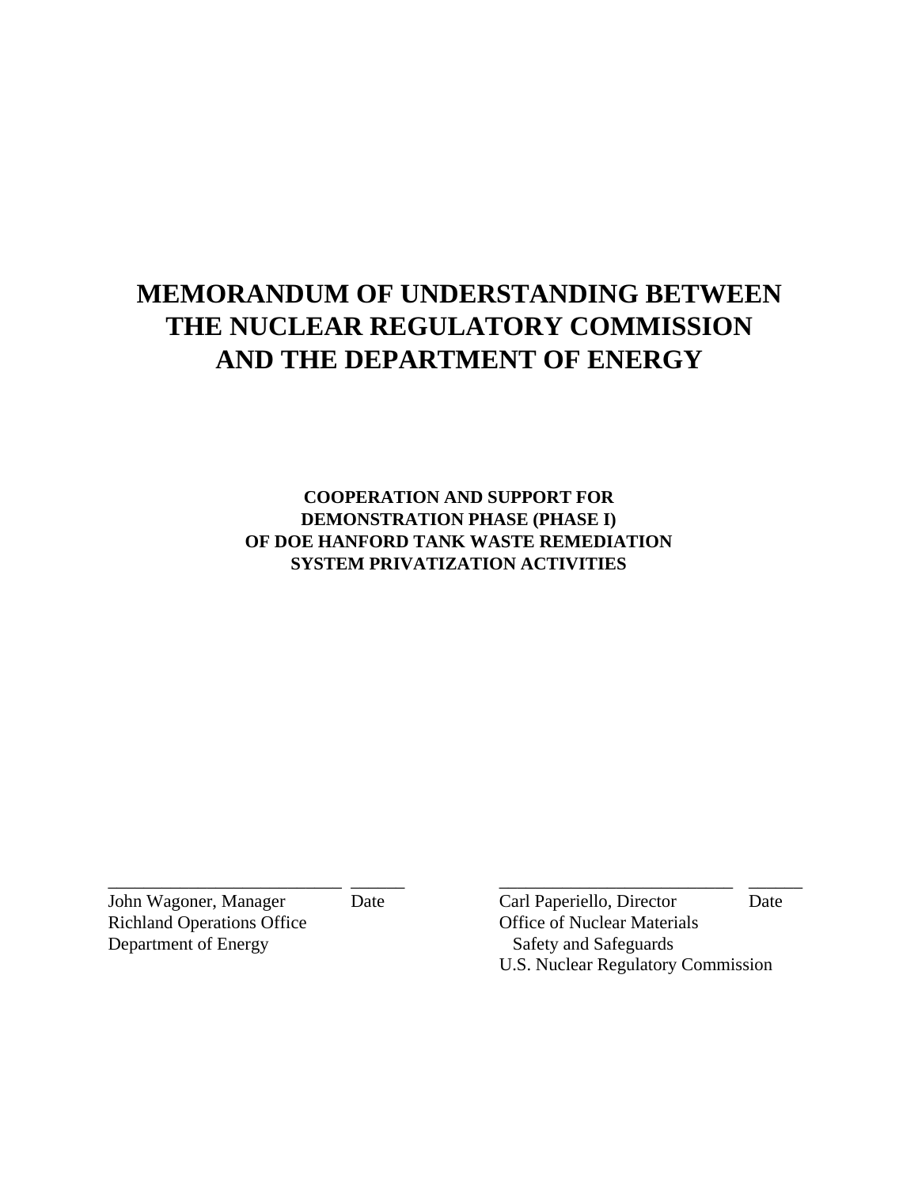# MEMORANDUM OF UNDERSTANDING BETWEEN THE NUCLEAR REGULATORY COMMISSION AND THE DEPARTMENT OF ENERGY

**COOPERATION AND SUPPORT FOR DEMONSTRATION PHASE (PHASE I) OF DOE HANFORD TANK WASTE REMEDIATION SYSTEM PRIVATIZATION ACTIVITIES**

| ________________________ | ______ | ________________________ | ______ |
|---|---|---|---|
| John Wagoner, Manager | Date | Carl Paperiello, Director | Date |
| Richland Operations Office | | Office of Nuclear Materials | |
| Department of Energy | | Safety and Safeguards | |
| | | U.S. Nuclear Regulatory Commission | |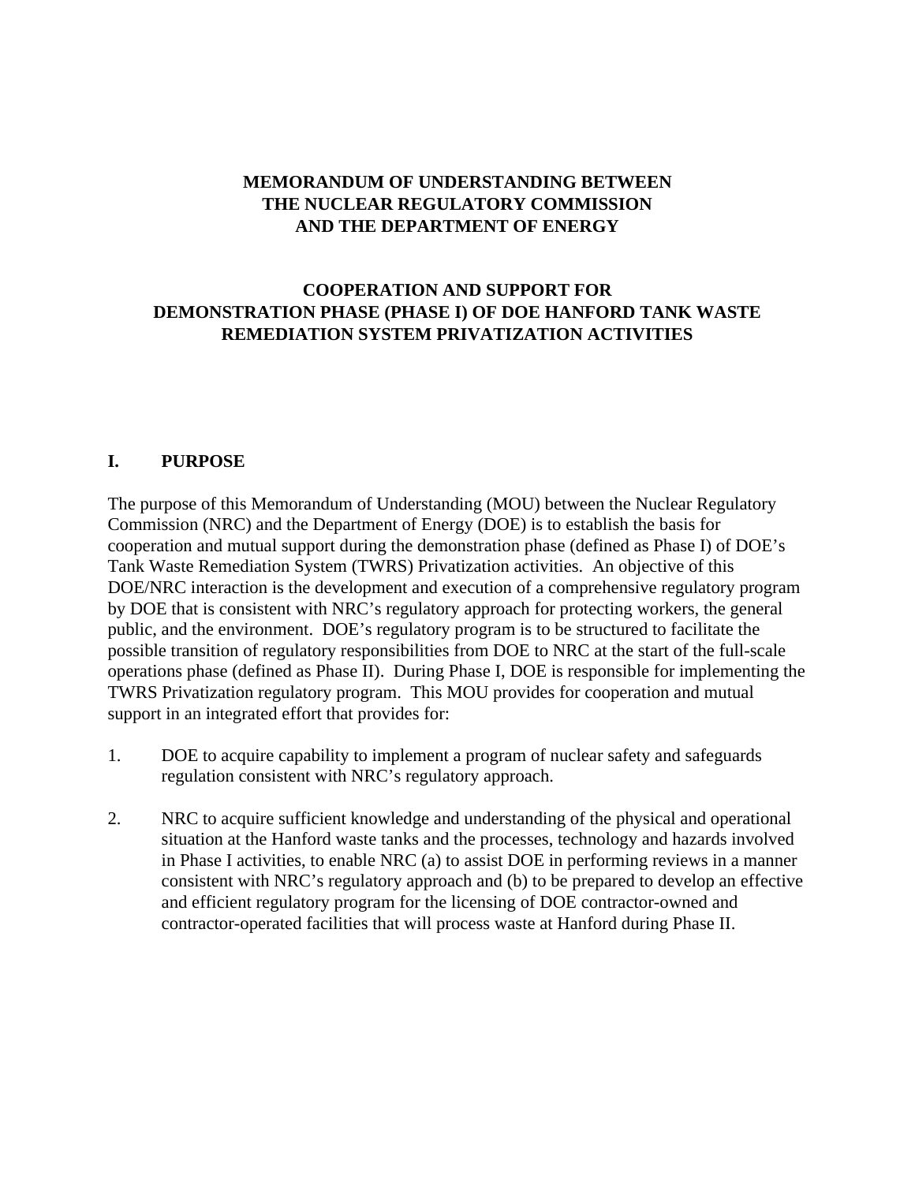**MEMORANDUM OF UNDERSTANDING BETWEEN THE NUCLEAR REGULATORY COMMISSION AND THE DEPARTMENT OF ENERGY**

**COOPERATION AND SUPPORT FOR DEMONSTRATION PHASE (PHASE I) OF DOE HANFORD TANK WASTE REMEDIATION SYSTEM PRIVATIZATION ACTIVITIES**

## I. PURPOSE

The purpose of this Memorandum of Understanding (MOU) between the Nuclear Regulatory Commission (NRC) and the Department of Energy (DOE) is to establish the basis for cooperation and mutual support during the demonstration phase (defined as Phase I) of DOE's Tank Waste Remediation System (TWRS) Privatization activities. An objective of this DOE/NRC interaction is the development and execution of a comprehensive regulatory program by DOE that is consistent with NRC's regulatory approach for protecting workers, the general public, and the environment. DOE's regulatory program is to be structured to facilitate the possible transition of regulatory responsibilities from DOE to NRC at the start of the full-scale operations phase (defined as Phase II). During Phase I, DOE is responsible for implementing the TWRS Privatization regulatory program. This MOU provides for cooperation and mutual support in an integrated effort that provides for:

1. DOE to acquire capability to implement a program of nuclear safety and safeguards regulation consistent with NRC's regulatory approach.

2. NRC to acquire sufficient knowledge and understanding of the physical and operational situation at the Hanford waste tanks and the processes, technology and hazards involved in Phase I activities, to enable NRC (a) to assist DOE in performing reviews in a manner consistent with NRC's regulatory approach and (b) to be prepared to develop an effective and efficient regulatory program for the licensing of DOE contractor-owned and contractor-operated facilities that will process waste at Hanford during Phase II.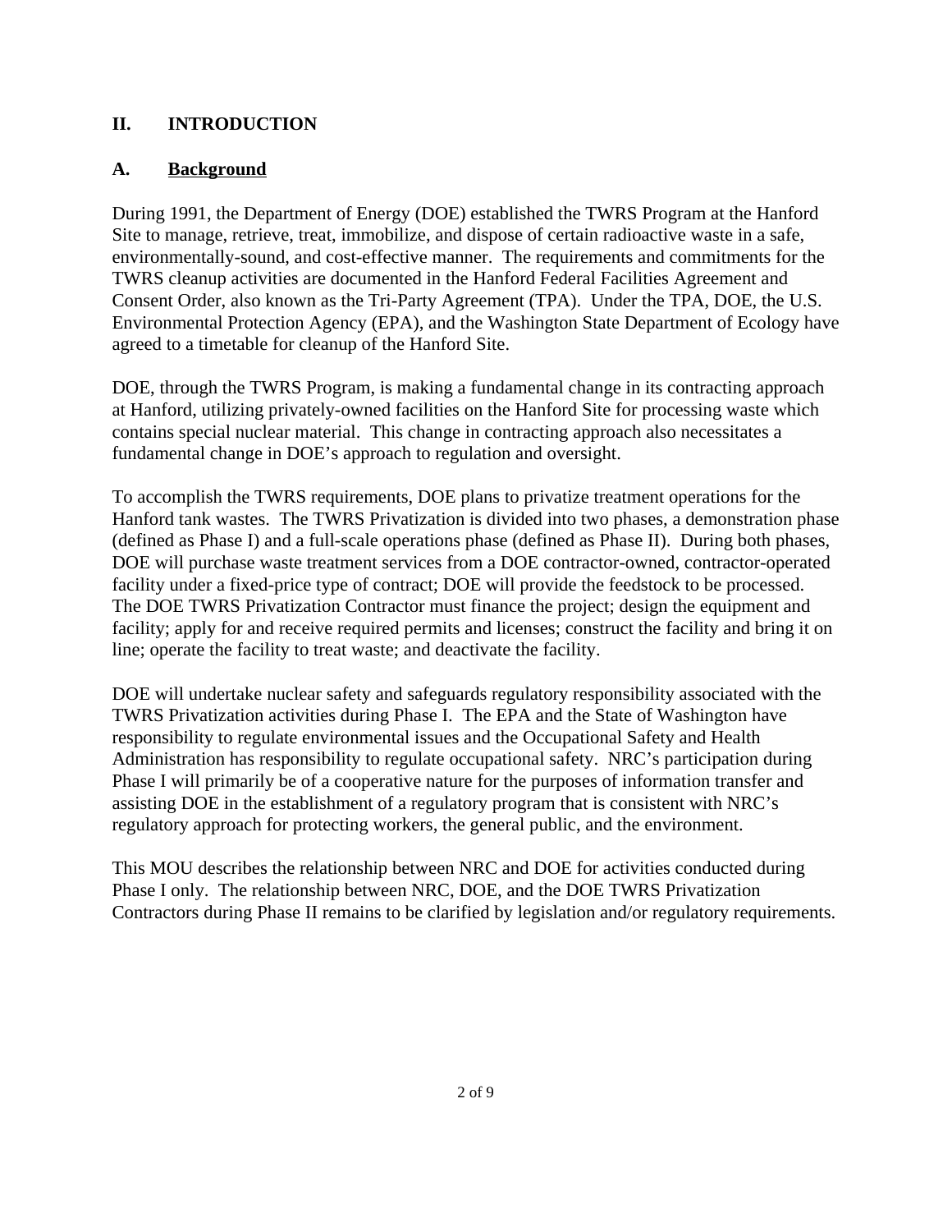## II. INTRODUCTION

### A. Background

During 1991, the Department of Energy (DOE) established the TWRS Program at the Hanford Site to manage, retrieve, treat, immobilize, and dispose of certain radioactive waste in a safe, environmentally-sound, and cost-effective manner. The requirements and commitments for the TWRS cleanup activities are documented in the Hanford Federal Facilities Agreement and Consent Order, also known as the Tri-Party Agreement (TPA). Under the TPA, DOE, the U.S. Environmental Protection Agency (EPA), and the Washington State Department of Ecology have agreed to a timetable for cleanup of the Hanford Site.

DOE, through the TWRS Program, is making a fundamental change in its contracting approach at Hanford, utilizing privately-owned facilities on the Hanford Site for processing waste which contains special nuclear material. This change in contracting approach also necessitates a fundamental change in DOE's approach to regulation and oversight.

To accomplish the TWRS requirements, DOE plans to privatize treatment operations for the Hanford tank wastes. The TWRS Privatization is divided into two phases, a demonstration phase (defined as Phase I) and a full-scale operations phase (defined as Phase II). During both phases, DOE will purchase waste treatment services from a DOE contractor-owned, contractor-operated facility under a fixed-price type of contract; DOE will provide the feedstock to be processed. The DOE TWRS Privatization Contractor must finance the project; design the equipment and facility; apply for and receive required permits and licenses; construct the facility and bring it on line; operate the facility to treat waste; and deactivate the facility.

DOE will undertake nuclear safety and safeguards regulatory responsibility associated with the TWRS Privatization activities during Phase I. The EPA and the State of Washington have responsibility to regulate environmental issues and the Occupational Safety and Health Administration has responsibility to regulate occupational safety. NRC's participation during Phase I will primarily be of a cooperative nature for the purposes of information transfer and assisting DOE in the establishment of a regulatory program that is consistent with NRC's regulatory approach for protecting workers, the general public, and the environment.

This MOU describes the relationship between NRC and DOE for activities conducted during Phase I only. The relationship between NRC, DOE, and the DOE TWRS Privatization Contractors during Phase II remains to be clarified by legislation and/or regulatory requirements.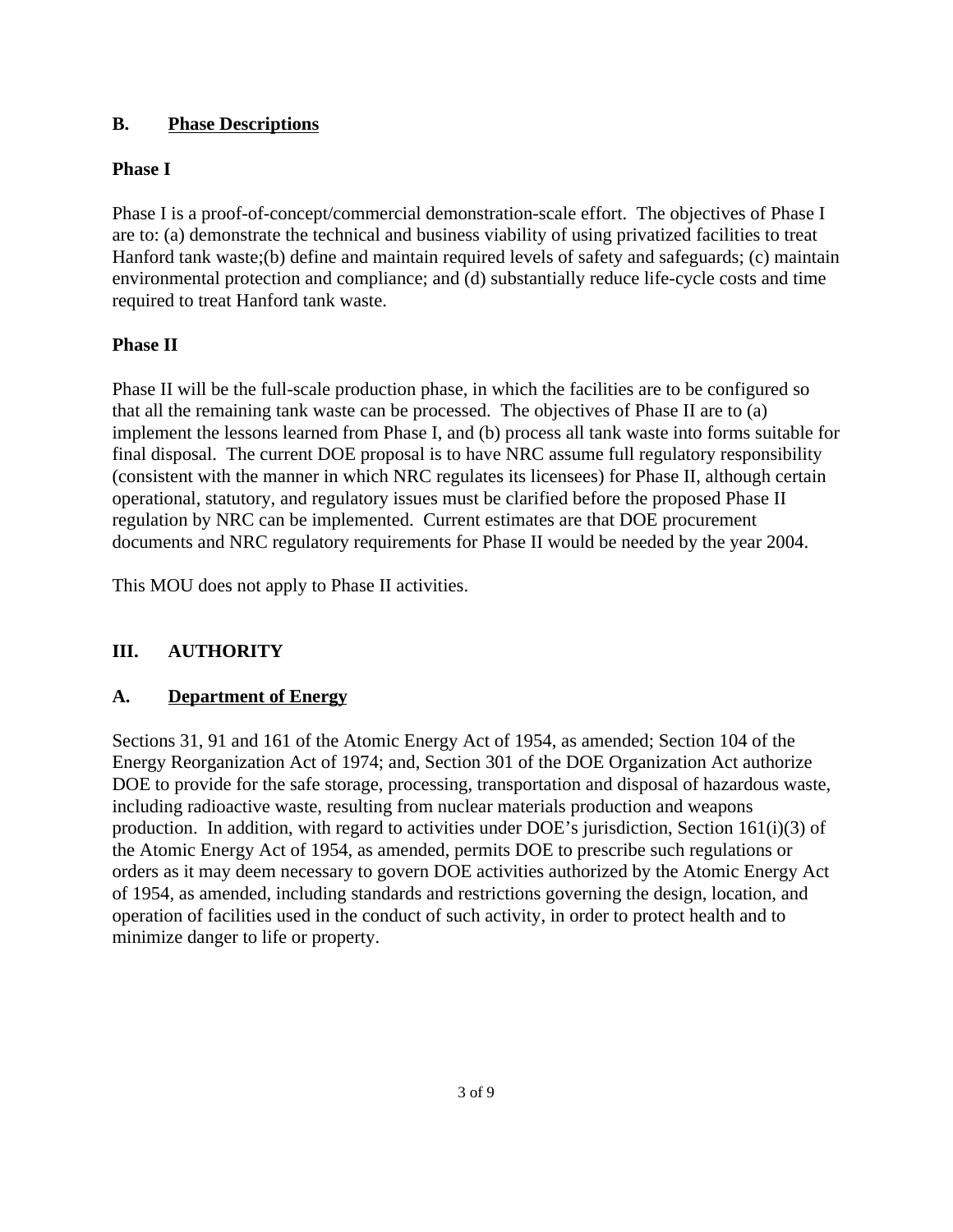## B. Phase Descriptions

### Phase I

Phase I is a proof-of-concept/commercial demonstration-scale effort. The objectives of Phase I are to: (a) demonstrate the technical and business viability of using privatized facilities to treat Hanford tank waste;(b) define and maintain required levels of safety and safeguards; (c) maintain environmental protection and compliance; and (d) substantially reduce life-cycle costs and time required to treat Hanford tank waste.

### Phase II

Phase II will be the full-scale production phase, in which the facilities are to be configured so that all the remaining tank waste can be processed. The objectives of Phase II are to (a) implement the lessons learned from Phase I, and (b) process all tank waste into forms suitable for final disposal. The current DOE proposal is to have NRC assume full regulatory responsibility (consistent with the manner in which NRC regulates its licensees) for Phase II, although certain operational, statutory, and regulatory issues must be clarified before the proposed Phase II regulation by NRC can be implemented. Current estimates are that DOE procurement documents and NRC regulatory requirements for Phase II would be needed by the year 2004.

This MOU does not apply to Phase II activities.

# III. AUTHORITY

## A. Department of Energy

Sections 31, 91 and 161 of the Atomic Energy Act of 1954, as amended; Section 104 of the Energy Reorganization Act of 1974; and, Section 301 of the DOE Organization Act authorize DOE to provide for the safe storage, processing, transportation and disposal of hazardous waste, including radioactive waste, resulting from nuclear materials production and weapons production. In addition, with regard to activities under DOE's jurisdiction, Section 161(i)(3) of the Atomic Energy Act of 1954, as amended, permits DOE to prescribe such regulations or orders as it may deem necessary to govern DOE activities authorized by the Atomic Energy Act of 1954, as amended, including standards and restrictions governing the design, location, and operation of facilities used in the conduct of such activity, in order to protect health and to minimize danger to life or property.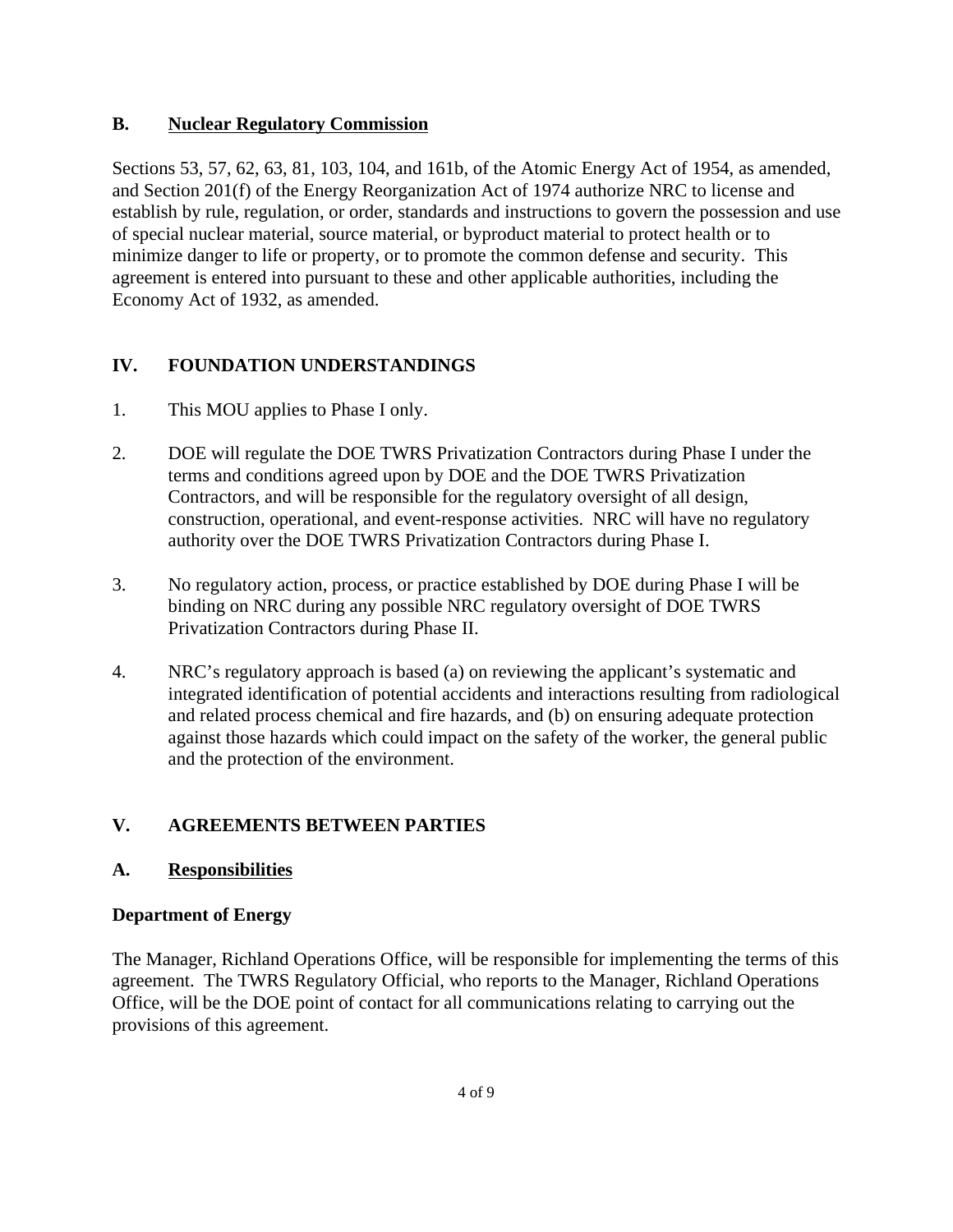### B. Nuclear Regulatory Commission

Sections 53, 57, 62, 63, 81, 103, 104, and 161b, of the Atomic Energy Act of 1954, as amended, and Section 201(f) of the Energy Reorganization Act of 1974 authorize NRC to license and establish by rule, regulation, or order, standards and instructions to govern the possession and use of special nuclear material, source material, or byproduct material to protect health or to minimize danger to life or property, or to promote the common defense and security. This agreement is entered into pursuant to these and other applicable authorities, including the Economy Act of 1932, as amended.

## IV. FOUNDATION UNDERSTANDINGS

1. This MOU applies to Phase I only.

2. DOE will regulate the DOE TWRS Privatization Contractors during Phase I under the terms and conditions agreed upon by DOE and the DOE TWRS Privatization Contractors, and will be responsible for the regulatory oversight of all design, construction, operational, and event-response activities. NRC will have no regulatory authority over the DOE TWRS Privatization Contractors during Phase I.

3. No regulatory action, process, or practice established by DOE during Phase I will be binding on NRC during any possible NRC regulatory oversight of DOE TWRS Privatization Contractors during Phase II.

4. NRC's regulatory approach is based (a) on reviewing the applicant's systematic and integrated identification of potential accidents and interactions resulting from radiological and related process chemical and fire hazards, and (b) on ensuring adequate protection against those hazards which could impact on the safety of the worker, the general public and the protection of the environment.

## V. AGREEMENTS BETWEEN PARTIES

### A. Responsibilities

**Department of Energy**

The Manager, Richland Operations Office, will be responsible for implementing the terms of this agreement. The TWRS Regulatory Official, who reports to the Manager, Richland Operations Office, will be the DOE point of contact for all communications relating to carrying out the provisions of this agreement.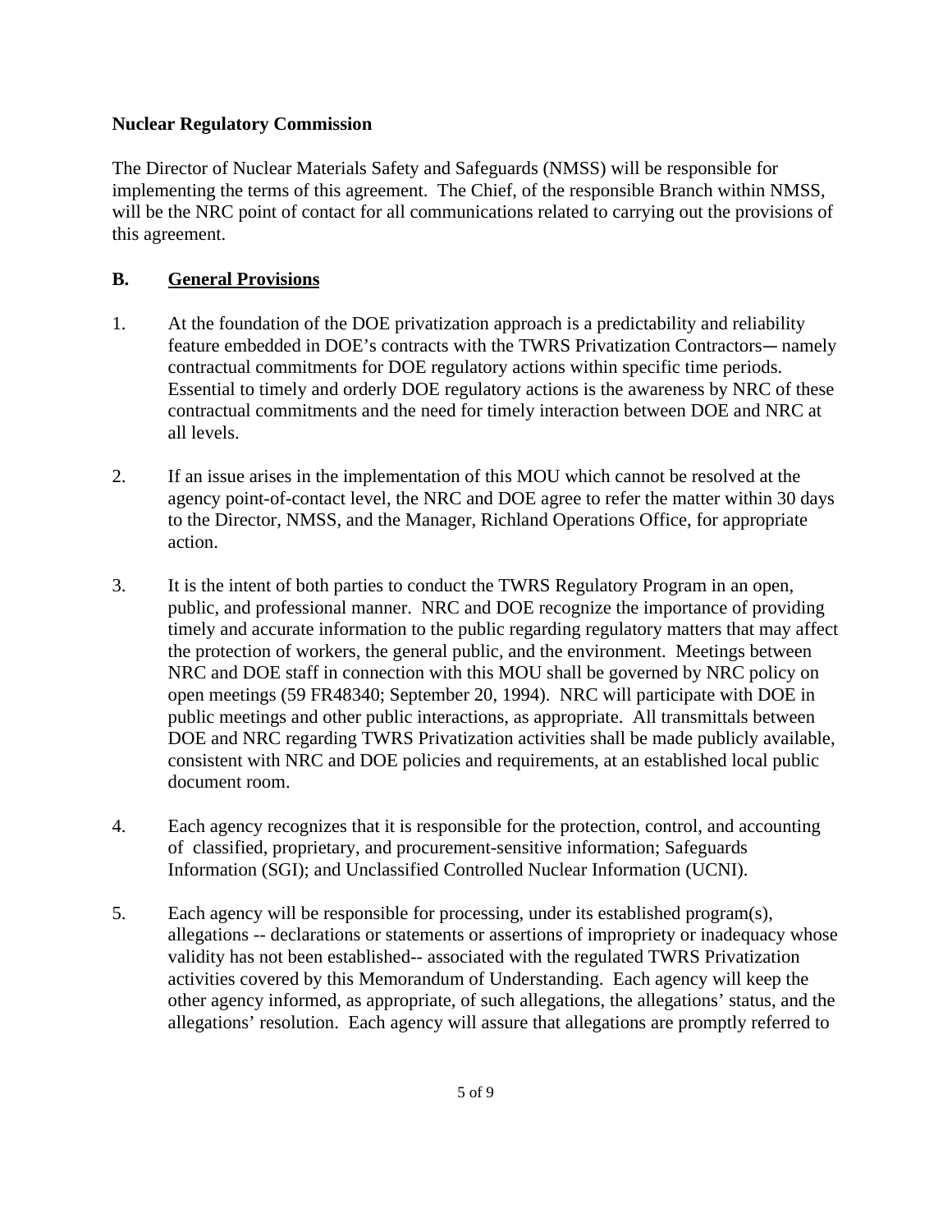**Nuclear Regulatory Commission**

The Director of Nuclear Materials Safety and Safeguards (NMSS) will be responsible for implementing the terms of this agreement. The Chief, of the responsible Branch within NMSS, will be the NRC point of contact for all communications related to carrying out the provisions of this agreement.

## B. General Provisions

1. At the foundation of the DOE privatization approach is a predictability and reliability feature embedded in DOE's contracts with the TWRS Privatization Contractors― namely contractual commitments for DOE regulatory actions within specific time periods. Essential to timely and orderly DOE regulatory actions is the awareness by NRC of these contractual commitments and the need for timely interaction between DOE and NRC at all levels.

2. If an issue arises in the implementation of this MOU which cannot be resolved at the agency point-of-contact level, the NRC and DOE agree to refer the matter within 30 days to the Director, NMSS, and the Manager, Richland Operations Office, for appropriate action.

3. It is the intent of both parties to conduct the TWRS Regulatory Program in an open, public, and professional manner. NRC and DOE recognize the importance of providing timely and accurate information to the public regarding regulatory matters that may affect the protection of workers, the general public, and the environment. Meetings between NRC and DOE staff in connection with this MOU shall be governed by NRC policy on open meetings (59 FR48340; September 20, 1994). NRC will participate with DOE in public meetings and other public interactions, as appropriate. All transmittals between DOE and NRC regarding TWRS Privatization activities shall be made publicly available, consistent with NRC and DOE policies and requirements, at an established local public document room.

4. Each agency recognizes that it is responsible for the protection, control, and accounting of classified, proprietary, and procurement-sensitive information; Safeguards Information (SGI); and Unclassified Controlled Nuclear Information (UCNI).

5. Each agency will be responsible for processing, under its established program(s), allegations -- declarations or statements or assertions of impropriety or inadequacy whose validity has not been established-- associated with the regulated TWRS Privatization activities covered by this Memorandum of Understanding. Each agency will keep the other agency informed, as appropriate, of such allegations, the allegations' status, and the allegations' resolution. Each agency will assure that allegations are promptly referred to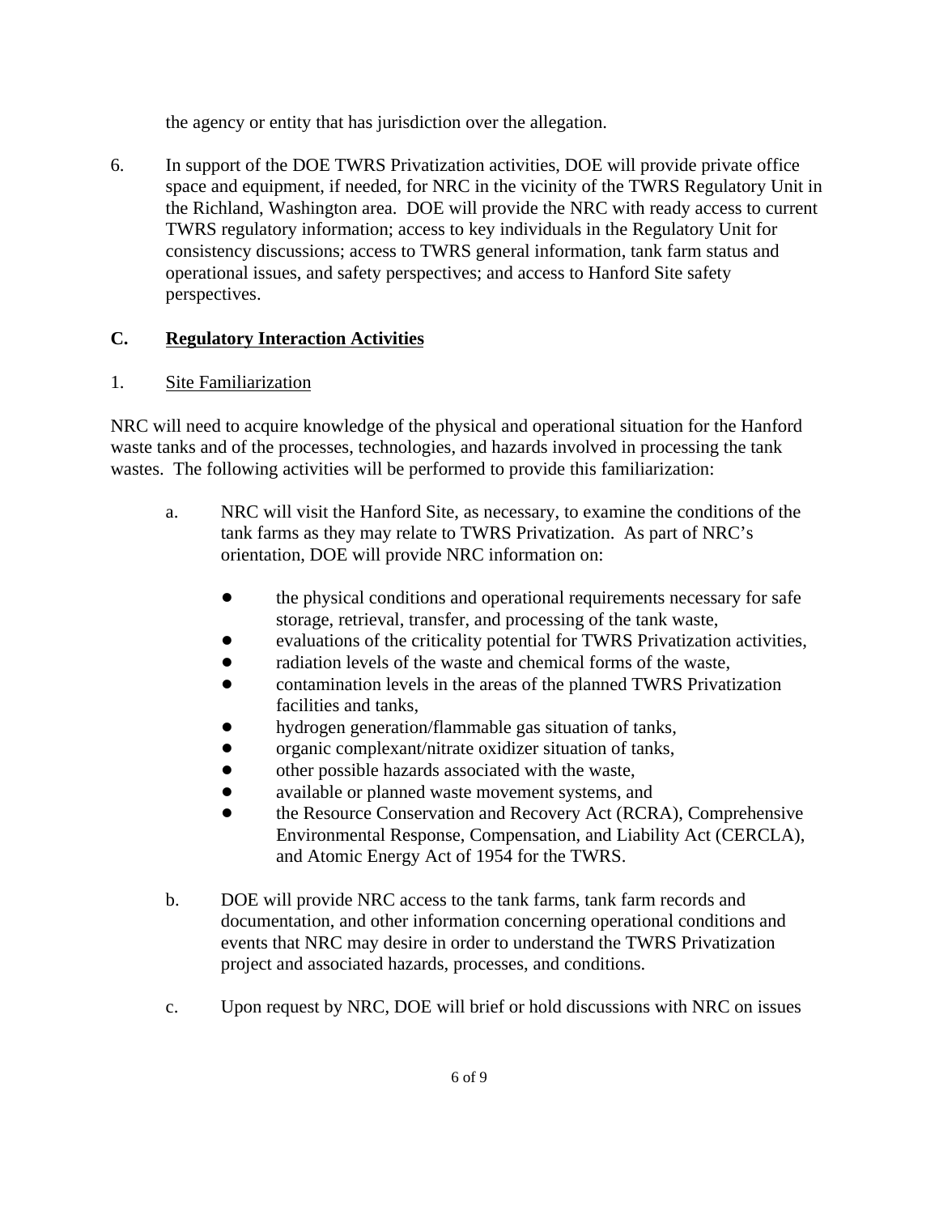the agency or entity that has jurisdiction over the allegation.

6. In support of the DOE TWRS Privatization activities, DOE will provide private office space and equipment, if needed, for NRC in the vicinity of the TWRS Regulatory Unit in the Richland, Washington area. DOE will provide the NRC with ready access to current TWRS regulatory information; access to key individuals in the Regulatory Unit for consistency discussions; access to TWRS general information, tank farm status and operational issues, and safety perspectives; and access to Hanford Site safety perspectives.

## C. Regulatory Interaction Activities

1. Site Familiarization

NRC will need to acquire knowledge of the physical and operational situation for the Hanford waste tanks and of the processes, technologies, and hazards involved in processing the tank wastes. The following activities will be performed to provide this familiarization:

a. NRC will visit the Hanford Site, as necessary, to examine the conditions of the tank farms as they may relate to TWRS Privatization. As part of NRC's orientation, DOE will provide NRC information on:

   - the physical conditions and operational requirements necessary for safe storage, retrieval, transfer, and processing of the tank waste,
   - evaluations of the criticality potential for TWRS Privatization activities,
   - radiation levels of the waste and chemical forms of the waste,
   - contamination levels in the areas of the planned TWRS Privatization facilities and tanks,
   - hydrogen generation/flammable gas situation of tanks,
   - organic complexant/nitrate oxidizer situation of tanks,
   - other possible hazards associated with the waste,
   - available or planned waste movement systems, and
   - the Resource Conservation and Recovery Act (RCRA), Comprehensive Environmental Response, Compensation, and Liability Act (CERCLA), and Atomic Energy Act of 1954 for the TWRS.

b. DOE will provide NRC access to the tank farms, tank farm records and documentation, and other information concerning operational conditions and events that NRC may desire in order to understand the TWRS Privatization project and associated hazards, processes, and conditions.

c. Upon request by NRC, DOE will brief or hold discussions with NRC on issues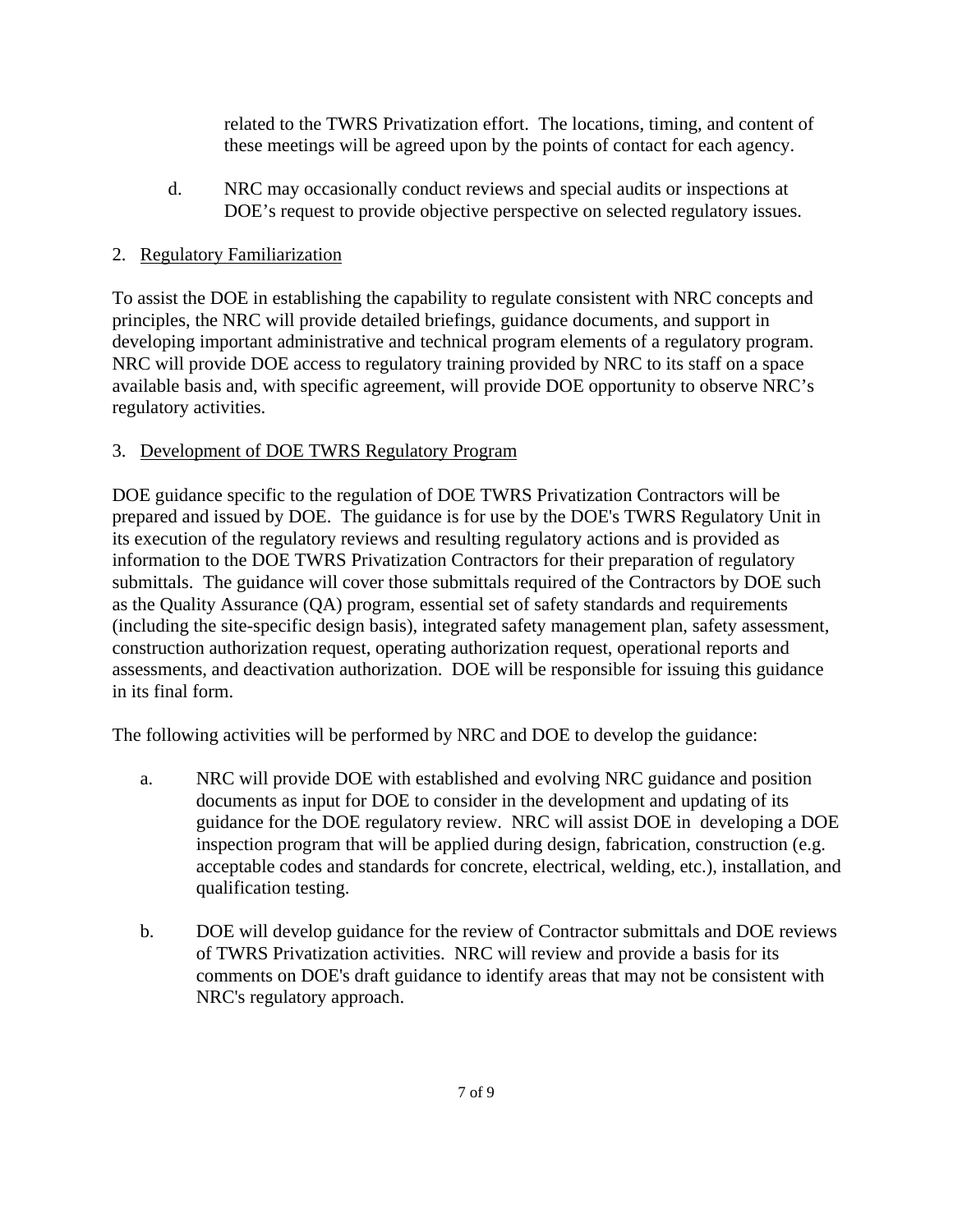related to the TWRS Privatization effort. The locations, timing, and content of these meetings will be agreed upon by the points of contact for each agency.

d. NRC may occasionally conduct reviews and special audits or inspections at DOE's request to provide objective perspective on selected regulatory issues.

2. <u>Regulatory Familiarization</u>

To assist the DOE in establishing the capability to regulate consistent with NRC concepts and principles, the NRC will provide detailed briefings, guidance documents, and support in developing important administrative and technical program elements of a regulatory program. NRC will provide DOE access to regulatory training provided by NRC to its staff on a space available basis and, with specific agreement, will provide DOE opportunity to observe NRC's regulatory activities.

3. <u>Development of DOE TWRS Regulatory Program</u>

DOE guidance specific to the regulation of DOE TWRS Privatization Contractors will be prepared and issued by DOE. The guidance is for use by the DOE's TWRS Regulatory Unit in its execution of the regulatory reviews and resulting regulatory actions and is provided as information to the DOE TWRS Privatization Contractors for their preparation of regulatory submittals. The guidance will cover those submittals required of the Contractors by DOE such as the Quality Assurance (QA) program, essential set of safety standards and requirements (including the site-specific design basis), integrated safety management plan, safety assessment, construction authorization request, operating authorization request, operational reports and assessments, and deactivation authorization. DOE will be responsible for issuing this guidance in its final form.

The following activities will be performed by NRC and DOE to develop the guidance:

a. NRC will provide DOE with established and evolving NRC guidance and position documents as input for DOE to consider in the development and updating of its guidance for the DOE regulatory review. NRC will assist DOE in developing a DOE inspection program that will be applied during design, fabrication, construction (e.g. acceptable codes and standards for concrete, electrical, welding, etc.), installation, and qualification testing.

b. DOE will develop guidance for the review of Contractor submittals and DOE reviews of TWRS Privatization activities. NRC will review and provide a basis for its comments on DOE's draft guidance to identify areas that may not be consistent with NRC's regulatory approach.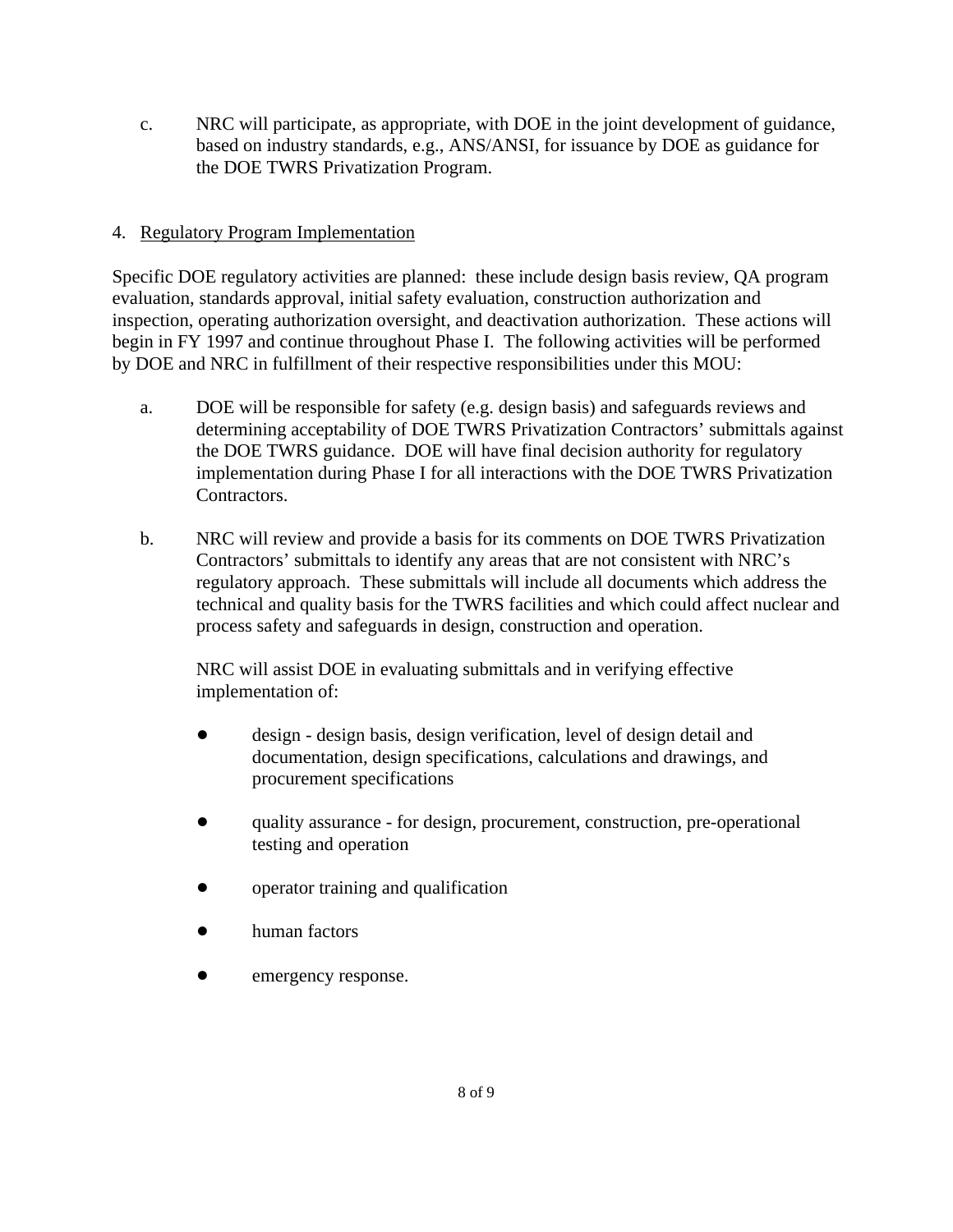c. NRC will participate, as appropriate, with DOE in the joint development of guidance, based on industry standards, e.g., ANS/ANSI, for issuance by DOE as guidance for the DOE TWRS Privatization Program.

4. Regulatory Program Implementation

Specific DOE regulatory activities are planned: these include design basis review, QA program evaluation, standards approval, initial safety evaluation, construction authorization and inspection, operating authorization oversight, and deactivation authorization. These actions will begin in FY 1997 and continue throughout Phase I. The following activities will be performed by DOE and NRC in fulfillment of their respective responsibilities under this MOU:

a. DOE will be responsible for safety (e.g. design basis) and safeguards reviews and determining acceptability of DOE TWRS Privatization Contractors' submittals against the DOE TWRS guidance. DOE will have final decision authority for regulatory implementation during Phase I for all interactions with the DOE TWRS Privatization Contractors.

b. NRC will review and provide a basis for its comments on DOE TWRS Privatization Contractors' submittals to identify any areas that are not consistent with NRC's regulatory approach. These submittals will include all documents which address the technical and quality basis for the TWRS facilities and which could affect nuclear and process safety and safeguards in design, construction and operation.

   NRC will assist DOE in evaluating submittals and in verifying effective implementation of:

   - design - design basis, design verification, level of design detail and documentation, design specifications, calculations and drawings, and procurement specifications
   - quality assurance - for design, procurement, construction, pre-operational testing and operation
   - operator training and qualification
   - human factors
   - emergency response.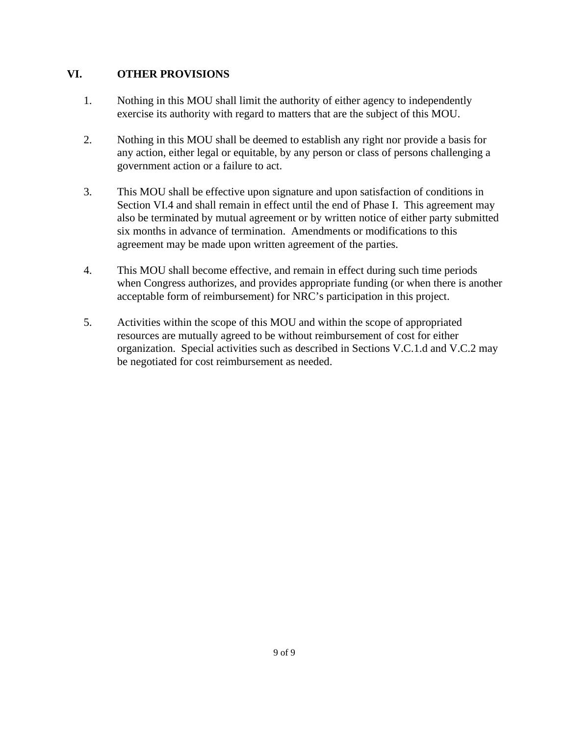## VI. OTHER PROVISIONS

1. Nothing in this MOU shall limit the authority of either agency to independently exercise its authority with regard to matters that are the subject of this MOU.

2. Nothing in this MOU shall be deemed to establish any right nor provide a basis for any action, either legal or equitable, by any person or class of persons challenging a government action or a failure to act.

3. This MOU shall be effective upon signature and upon satisfaction of conditions in Section VI.4 and shall remain in effect until the end of Phase I. This agreement may also be terminated by mutual agreement or by written notice of either party submitted six months in advance of termination. Amendments or modifications to this agreement may be made upon written agreement of the parties.

4. This MOU shall become effective, and remain in effect during such time periods when Congress authorizes, and provides appropriate funding (or when there is another acceptable form of reimbursement) for NRC's participation in this project.

5. Activities within the scope of this MOU and within the scope of appropriated resources are mutually agreed to be without reimbursement of cost for either organization. Special activities such as described in Sections V.C.1.d and V.C.2 may be negotiated for cost reimbursement as needed.